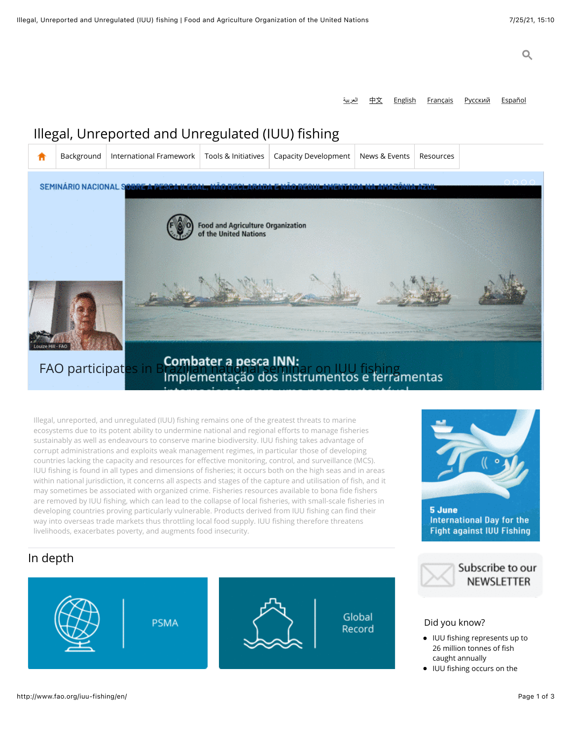العربية 中文 English Français Русский Español

# Illegal, Unreported and Unregulated (IUU) fishing

Background | International Framework | Tools & Initiatives | Capacity Development | News & Events | Resources

FAO participates in Brazilian national seminar on IUU fishing

Illegal, unreported, and unregulated (IUU) fishing remains one of the greatest threats to marine ecosystems due to its potent ability to undermine national and regional efforts to manage fisheries sustainably as well as endeavours to conserve marine biodiversity. IUU fishing takes advantage of corrupt administrations and exploits weak management regimes, in particular those of developing countries lacking the capacity and resources for effective monitoring, control, and surveillance (MCS). IUU fishing is found in all types and dimensions of fisheries; it occurs both on the high seas and in areas within national jurisdiction, it concerns all aspects and stages of the capture and utilisation of fish, and it may sometimes be associated with organized crime. Fisheries resources available to bona fide fishers are removed by IUU fishing, which can lead to the collapse of local fisheries, with small-scale fisheries in developing countries proving particularly vulnerable. Products derived from IUU fishing can find their way into overseas trade markets thus throttling local food supply. IUU fishing therefore threatens livelihoods, exacerbates poverty, and augments food insecurity.

## In depth

PSMA

Global Record

5 June International Day for the Fight against IUU Fishing

Subscribe to our NEWSLETTER

### Did you know?

- IUU fishing represents up to 26 million tonnes of fish caught annually
- IUU fishing occurs on the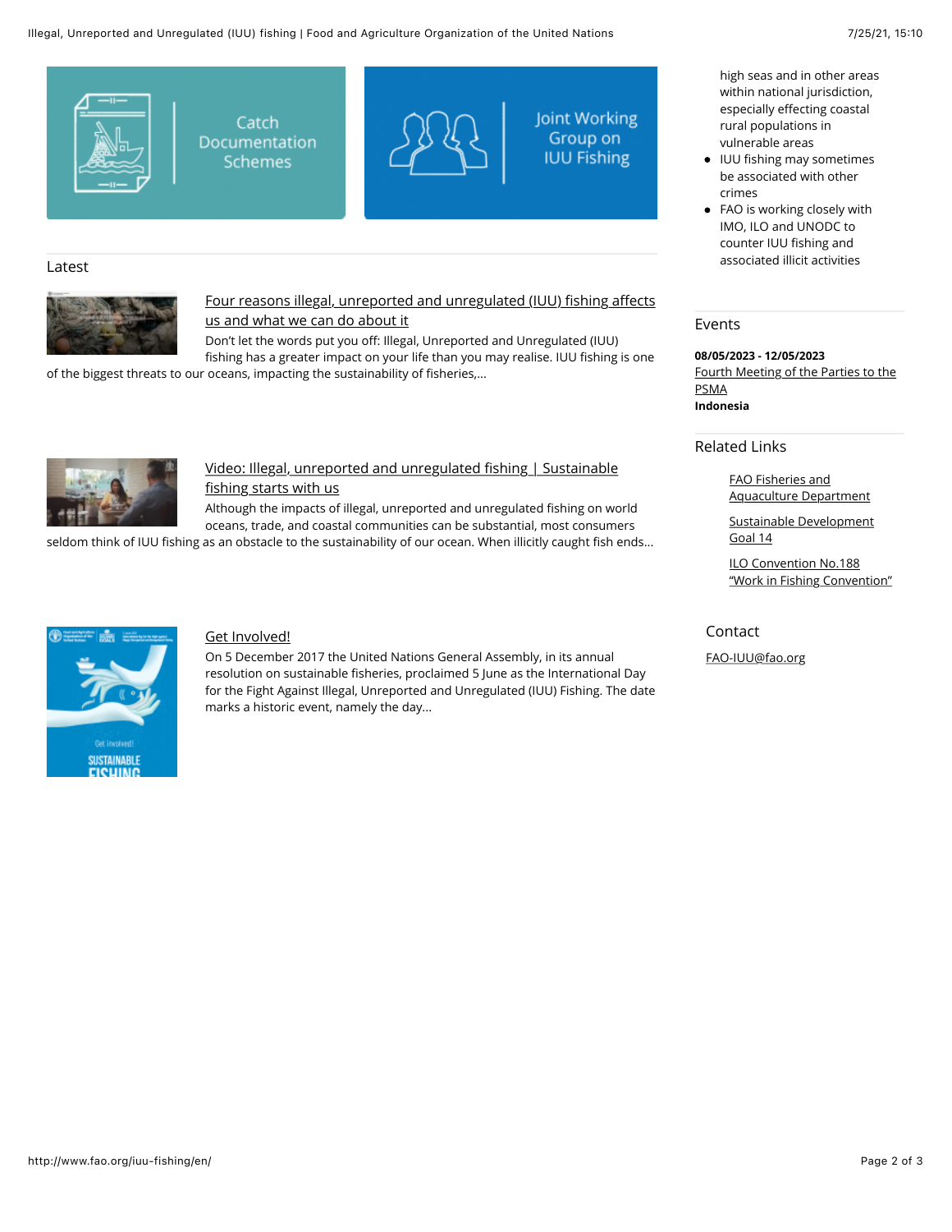Catch Documentation Schemes

Joint Working Group on IUU Fishing

## Latest

[Four reasons illegal, unreported and unregulated (IUU) fishing affects us and what we can do about it]

Don't let the words put you off: Illegal, Unreported and Unregulated (IUU) fishing has a greater impact on your life than you may realise. IUU fishing is one of the biggest threats to our oceans, impacting the sustainability of fisheries,...

[Video: Illegal, unreported and unregulated fishing | Sustainable fishing starts with us]

Although the impacts of illegal, unreported and unregulated fishing on world oceans, trade, and coastal communities can be substantial, most consumers seldom think of IUU fishing as an obstacle to the sustainability of our ocean. When illicitly caught fish ends...

[Get Involved!]

On 5 December 2017 the United Nations General Assembly, in its annual resolution on sustainable fisheries, proclaimed 5 June as the International Day for the Fight Against Illegal, Unreported and Unregulated (IUU) Fishing. The date marks a historic event, namely the day...

high seas and in other areas within national jurisdiction, especially effecting coastal rural populations in vulnerable areas

- IUU fishing may sometimes be associated with other crimes
- FAO is working closely with IMO, ILO and UNODC to counter IUU fishing and associated illicit activities

## Events

**08/05/2023 - 12/05/2023**
[Fourth Meeting of the Parties to the PSMA]
**Indonesia**

## Related Links

- [FAO Fisheries and Aquaculture Department]
- [Sustainable Development Goal 14]
- [ILO Convention No.188 "Work in Fishing Convention"]

## Contact

[FAO-IUU@fao.org]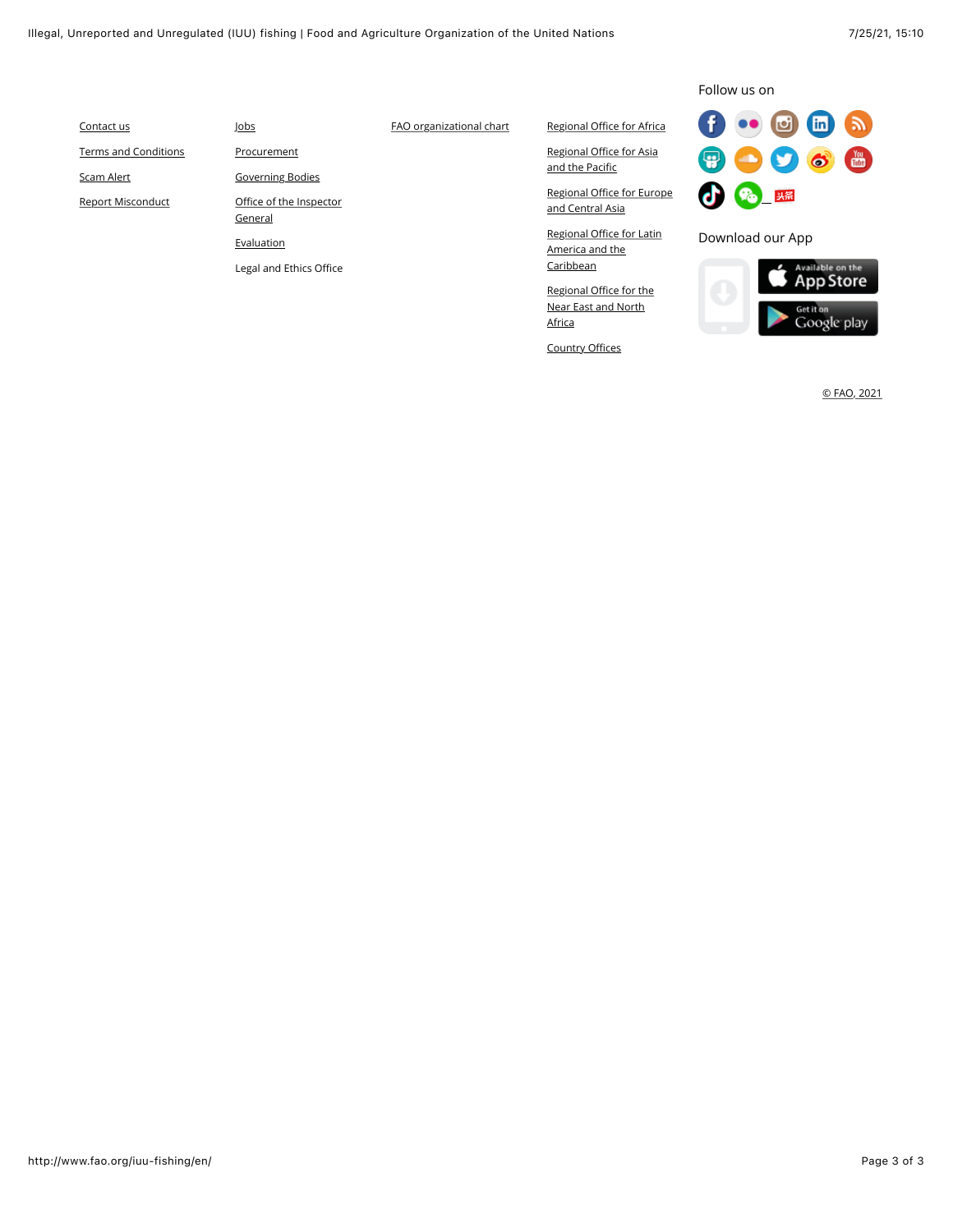Contact us

Terms and Conditions

Scam Alert

Report Misconduct

Jobs

Procurement

Governing Bodies

Office of the Inspector General

Evaluation

Legal and Ethics Office

FAO organizational chart

Regional Office for Africa

Regional Office for Asia and the Pacific

Regional Office for Europe and Central Asia

Regional Office for Latin America and the Caribbean

Regional Office for the Near East and North Africa

Country Offices

Follow us on

Download our App

© FAO, 2021